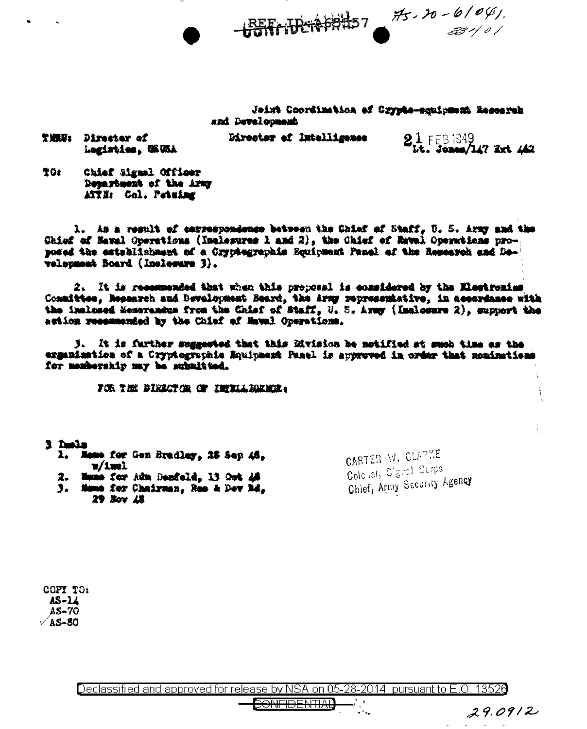REF ID:A68557 AS-70-61041.
33401

CONFIDENTIAL

Joint Coordination of Crypto-equipment Research and Development

THRU: Director of Logistics, GSGSA

Director of Intelligence

21 FEB 1949
Lt. Jones/147 Ext 462

TO: Chief Signal Officer
Department of the Army
ATTN: Col. Petzing

1. As a result of correspondence between the Chief of Staff, U. S. Army and the Chief of Naval Operations (Inclosures 1 and 2), the Chief of Naval Operations proposed the establishment of a Cryptographic Equipment Panel of the Research and Development Board (Inclosure 3).

2. It is recommended that when this proposal is considered by the Electronics Committee, Research and Development Board, the Army representative, in accordance with the inclosed Memorandum from the Chief of Staff, U. S. Army (Inclosure 2), support the action recommended by the Chief of Naval Operations.

3. It is further suggested that this Division be notified at such time as the organization of a Cryptographic Equipment Panel is approved in order that nominations for membership may be submitted.

FOR THE DIRECTOR OF INTELLIGENCE:

3 Incls
1. Memo for Gen Bradley, 28 Sep 48, w/incl
2. Memo for Adm Denfeld, 13 Oct 48
3. Memo for Chairman, Res & Dev Bd, 29 Nov 48

CARTER W. CLARKE
Colonel, Signal Corps
Chief, Army Security Agency

COPY TO:
AS-14
AS-70
✓AS-80

Declassified and approved for release by NSA on 05-28-2014 pursuant to E.O. 13526

CONFIDENTIAL

29.0912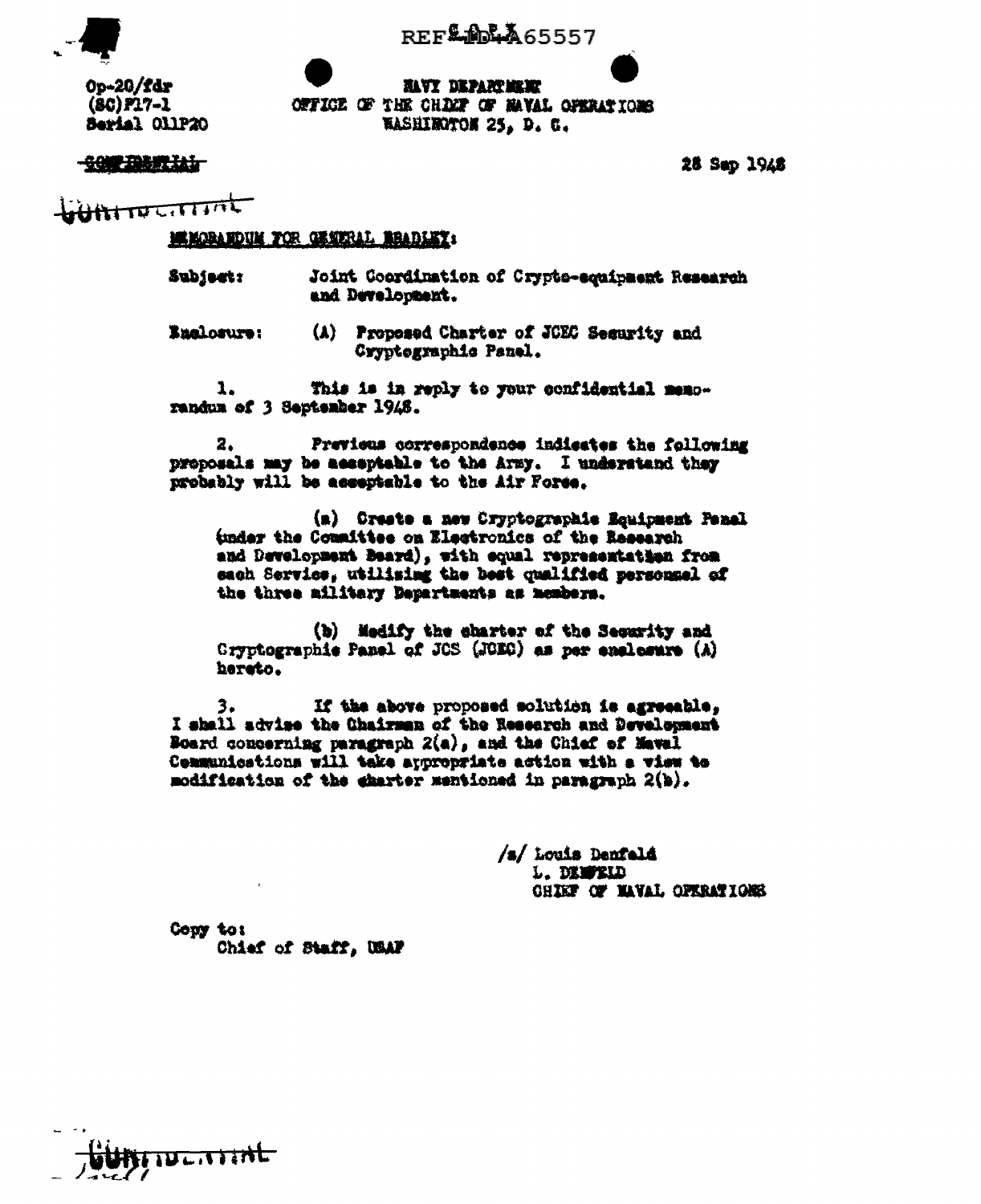REF ID:A65557

Op-20/fdr
(SC)F17-1
Serial 011P20

NAVY DEPARTMENT
OFFICE OF THE CHIEF OF NAVAL OPERATIONS
WASHINGTON 25, D. C.

~~CONFIDENTIAL~~

28 Sep 1948

CONFIDENTIAL

MEMORANDUM FOR GENERAL BRADLEY:

Subject: Joint Coordination of Crypto-equipment Research and Development.

Enclosure: (A) Proposed Charter of JCEC Security and Cryptographic Panel.

1. This is in reply to your confidential memorandum of 3 September 1948.

2. Previous correspondence indicates the following proposals may be acceptable to the Army. I understand they probably will be acceptable to the Air Force.

(a) Create a new Cryptographic Equipment Panel (under the Committee on Electronics of the Research and Development Board), with equal representation from each Service, utilizing the best qualified personnel of the three military Departments as members.

(b) Modify the charter of the Security and Cryptographic Panel of JCS (JCEC) as per enclosure (A) hereto.

3. If the above proposed solution is agreeable, I shall advise the Chairman of the Research and Development Board concerning paragraph 2(a), and the Chief of Naval Communications will take appropriate action with a view to modification of the charter mentioned in paragraph 2(b).

/s/ Louis Denfeld
L. DENFELD
CHIEF OF NAVAL OPERATIONS

Copy to:
Chief of Staff, USAF

CONFIDENTIAL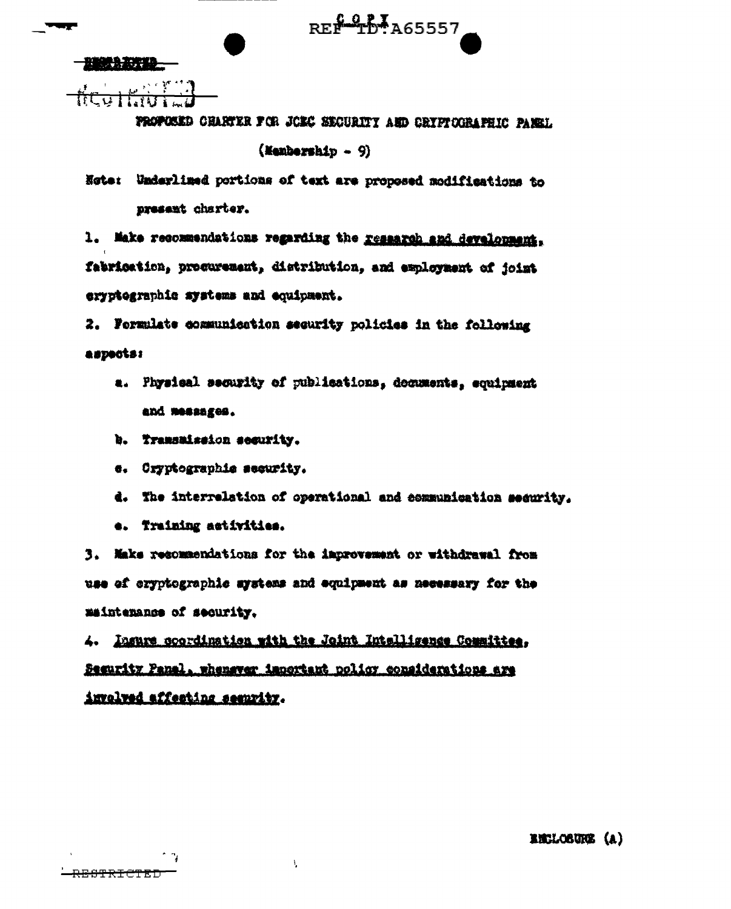RESTRICTED

PROPOSED CHARTER FOR JCEC SECURITY AND CRYPTOGRAPHIC PANEL

(Membership - 9)

Note: Underlined portions of text are proposed modifications to present charter.

1. Make recommendations regarding the research and development, fabrication, procurement, distribution, and employment of joint cryptographic systems and equipment.

2. Formulate communication security policies in the following aspects:

   a. Physical security of publications, documents, equipment and messages.

   b. Transmission security.

   c. Cryptographic security.

   d. The interrelation of operational and communication security.

   e. Training activities.

3. Make recommendations for the improvement or withdrawal from use of cryptographic systems and equipment as necessary for the maintenance of security.

4. Insure coordination with the Joint Intelligence Committee, Security Panel, whenever important policy considerations are involved affecting security.

ENCLOSURE (A)

RESTRICTED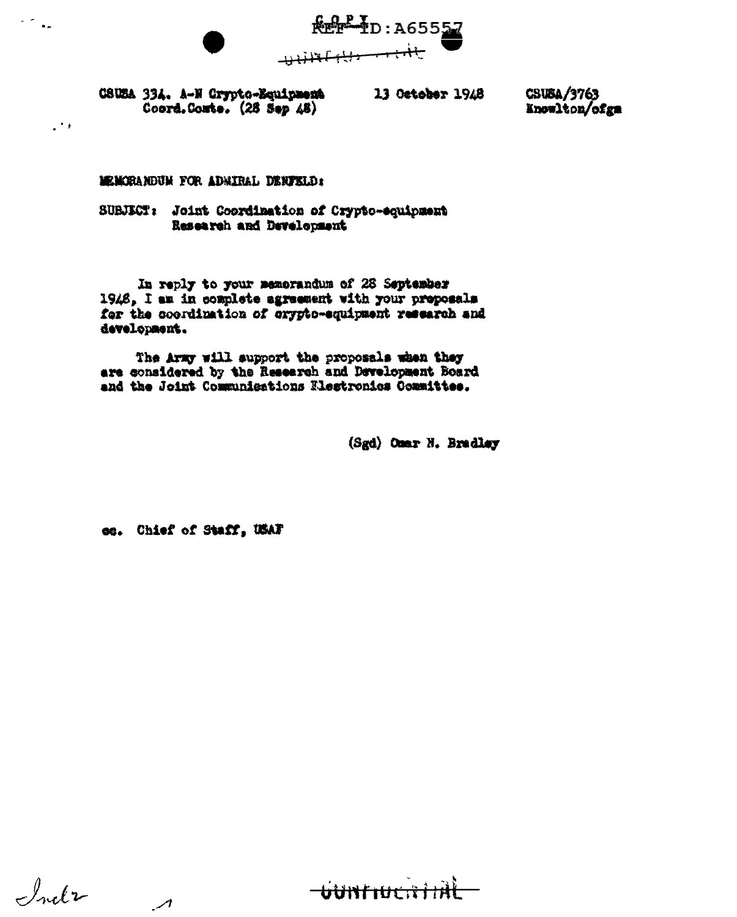COPY
REF ID:A65557

CONFIDENTIAL

CSUSA 334. A-N Crypto-Equipment Coord.Comte. (28 Sep 48)

13 October 1948

CSUSA/3763
Knowlton/ofgm

MEMORANDUM FOR ADMIRAL DENFELD:

SUBJECT: Joint Coordination of Crypto-equipment Research and Development

In reply to your memorandum of 28 September 1948, I am in complete agreement with your proposals for the coordination of crypto-equipment research and development.

The Army will support the proposals when they are considered by the Research and Development Board and the Joint Communications Electronics Committee.

(Sgd) Omar N. Bradley

cc. Chief of Staff, USAF

Incl 2

CONFIDENTIAL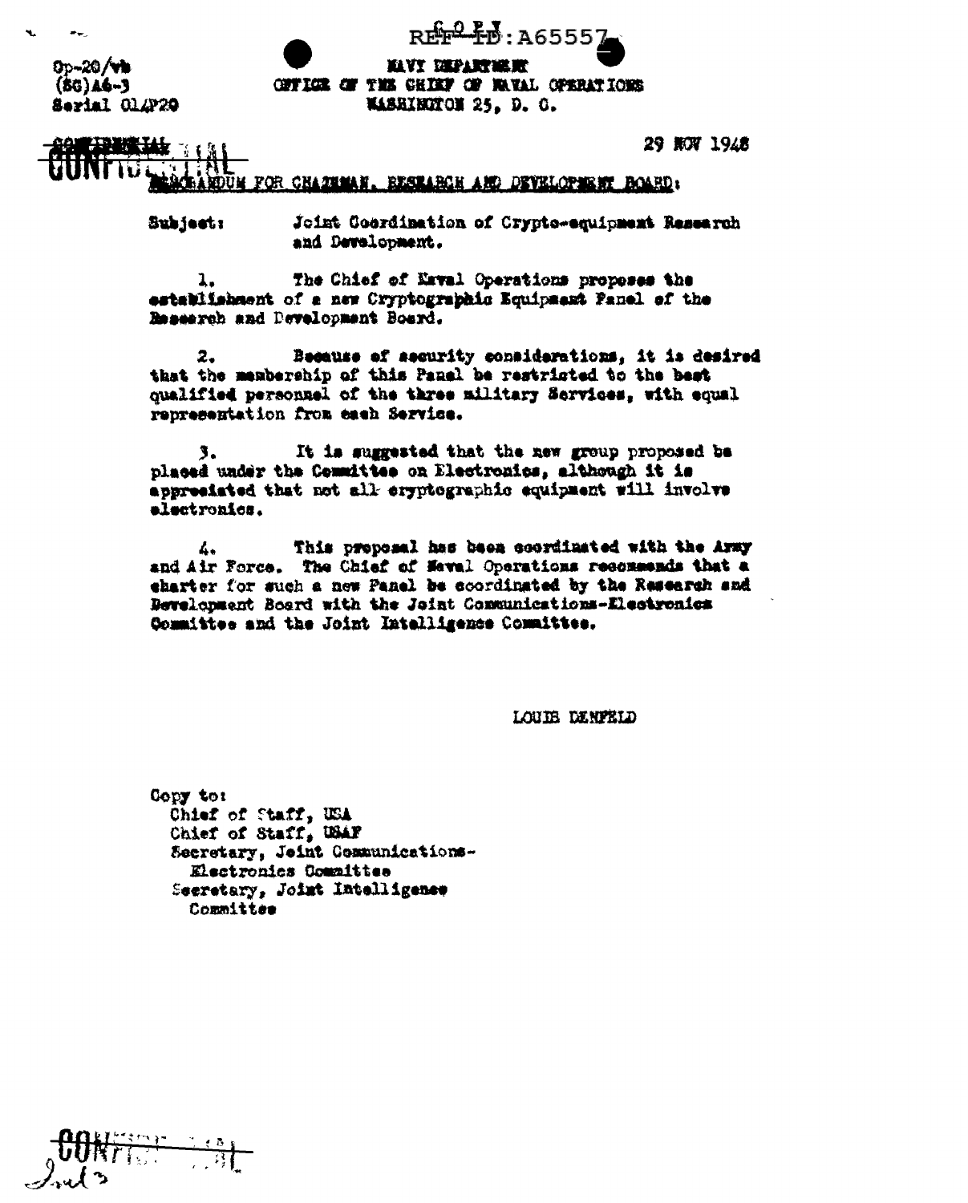REF ID:A65557

COPY

Op-20/vb
(SC)A6-3
Serial 014P20

NAVY DEPARTMENT
OFFICE OF THE CHIEF OF NAVAL OPERATIONS
WASHINGTON 25, D. C.

CONFIDENTIAL

29 NOV 1948

MEMORANDUM FOR CHAIRMAN, RESEARCH AND DEVELOPMENT BOARD:

Subject: Joint Coordination of Crypto-equipment Research and Development.

1. The Chief of Naval Operations proposes the establishment of a new Cryptographic Equipment Panel of the Research and Development Board.

2. Because of security considerations, it is desired that the membership of this Panel be restricted to the best qualified personnel of the three military Services, with equal representation from each Service.

3. It is suggested that the new group proposed be placed under the Committee on Electronics, although it is appreciated that not all cryptographic equipment will involve electronics.

4. This proposal has been coordinated with the Army and Air Force. The Chief of Naval Operations recommends that a charter for such a new Panel be coordinated by the Research and Development Board with the Joint Communications-Electronics Committee and the Joint Intelligence Committee.

LOUIS DENFELD

Copy to:
Chief of Staff, USA
Chief of Staff, USAF
Secretary, Joint Communications-Electronics Committee
Secretary, Joint Intelligence Committee

CONFIDENTIAL

Incl 3